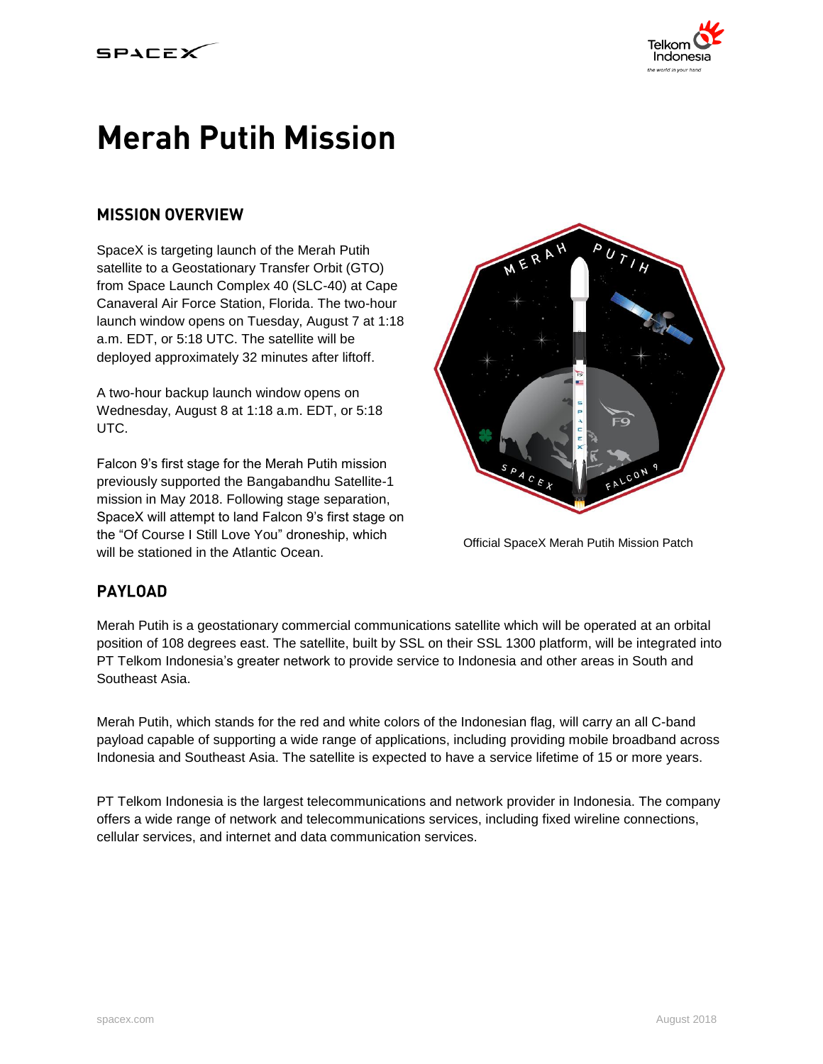# Merah Putih Mission

## MISSION OVERVIEW

SpaceX is targeting launch of the Merah Putih satellite to a Geostationary Transfer Orbit (GTO) from Space Launch Complex 40 (SLC-40) at Cape Canaveral Air Force Station, Florida. The two-hour launch window opens on Tuesday, August 7 at 1:18 a.m. EDT, or 5:18 UTC. The satellite will be deployed approximately 32 minutes after liftoff.

A two-hour backup launch window opens on Wednesday, August 8 at 1:18 a.m. EDT, or 5:18 UTC.

Falcon 9's first stage for the Merah Putih mission previously supported the Bangabandhu Satellite-1 mission in May 2018. Following stage separation, SpaceX will attempt to land Falcon 9's first stage on the "Of Course I Still Love You" droneship, which will be stationed in the Atlantic Ocean.

Official SpaceX Merah Putih Mission Patch

## PAYLOAD

Merah Putih is a geostationary commercial communications satellite which will be operated at an orbital position of 108 degrees east. The satellite, built by SSL on their SSL 1300 platform, will be integrated into PT Telkom Indonesia's greater network to provide service to Indonesia and other areas in South and Southeast Asia.

Merah Putih, which stands for the red and white colors of the Indonesian flag, will carry an all C-band payload capable of supporting a wide range of applications, including providing mobile broadband across Indonesia and Southeast Asia. The satellite is expected to have a service lifetime of 15 or more years.

PT Telkom Indonesia is the largest telecommunications and network provider in Indonesia. The company offers a wide range of network and telecommunications services, including fixed wireline connections, cellular services, and internet and data communication services.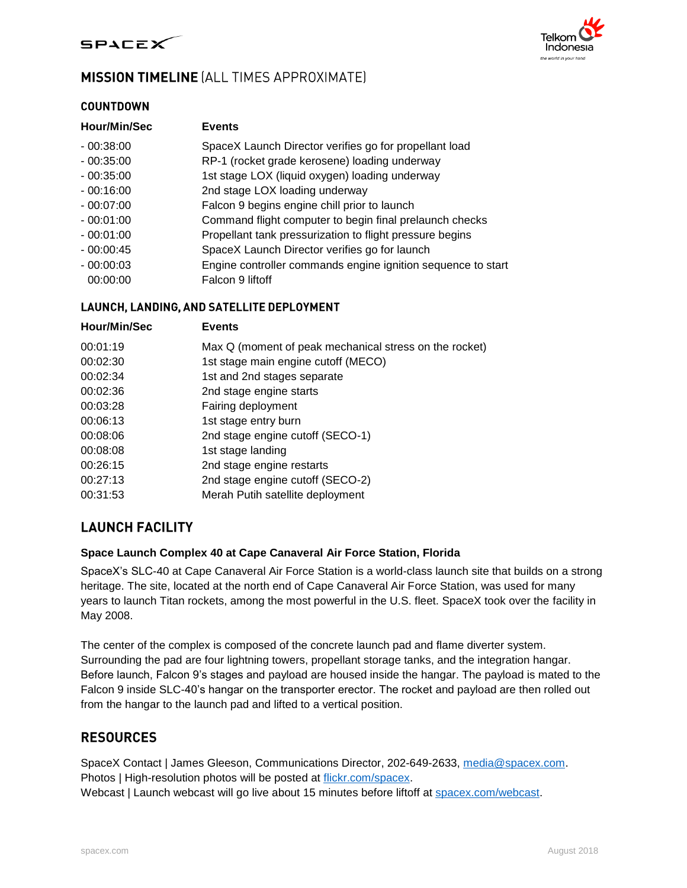# MISSION TIMELINE (ALL TIMES APPROXIMATE)

## COUNTDOWN

| Hour/Min/Sec | Events |
|---|---|
| - 00:38:00 | SpaceX Launch Director verifies go for propellant load |
| - 00:35:00 | RP-1 (rocket grade kerosene) loading underway |
| - 00:35:00 | 1st stage LOX (liquid oxygen) loading underway |
| - 00:16:00 | 2nd stage LOX loading underway |
| - 00:07:00 | Falcon 9 begins engine chill prior to launch |
| - 00:01:00 | Command flight computer to begin final prelaunch checks |
| - 00:01:00 | Propellant tank pressurization to flight pressure begins |
| - 00:00:45 | SpaceX Launch Director verifies go for launch |
| - 00:00:03 | Engine controller commands engine ignition sequence to start |
| 00:00:00 | Falcon 9 liftoff |

## LAUNCH, LANDING, AND SATELLITE DEPLOYMENT

| Hour/Min/Sec | Events |
|---|---|
| 00:01:19 | Max Q (moment of peak mechanical stress on the rocket) |
| 00:02:30 | 1st stage main engine cutoff (MECO) |
| 00:02:34 | 1st and 2nd stages separate |
| 00:02:36 | 2nd stage engine starts |
| 00:03:28 | Fairing deployment |
| 00:06:13 | 1st stage entry burn |
| 00:08:06 | 2nd stage engine cutoff (SECO-1) |
| 00:08:08 | 1st stage landing |
| 00:26:15 | 2nd stage engine restarts |
| 00:27:13 | 2nd stage engine cutoff (SECO-2) |
| 00:31:53 | Merah Putih satellite deployment |

# LAUNCH FACILITY

### Space Launch Complex 40 at Cape Canaveral Air Force Station, Florida

SpaceX's SLC-40 at Cape Canaveral Air Force Station is a world-class launch site that builds on a strong heritage. The site, located at the north end of Cape Canaveral Air Force Station, was used for many years to launch Titan rockets, among the most powerful in the U.S. fleet. SpaceX took over the facility in May 2008.

The center of the complex is composed of the concrete launch pad and flame diverter system. Surrounding the pad are four lightning towers, propellant storage tanks, and the integration hangar. Before launch, Falcon 9's stages and payload are housed inside the hangar. The payload is mated to the Falcon 9 inside SLC-40's hangar on the transporter erector. The rocket and payload are then rolled out from the hangar to the launch pad and lifted to a vertical position.

# RESOURCES

SpaceX Contact | James Gleeson, Communications Director, 202-649-2633, media@spacex.com.
Photos | High-resolution photos will be posted at flickr.com/spacex.
Webcast | Launch webcast will go live about 15 minutes before liftoff at spacex.com/webcast.